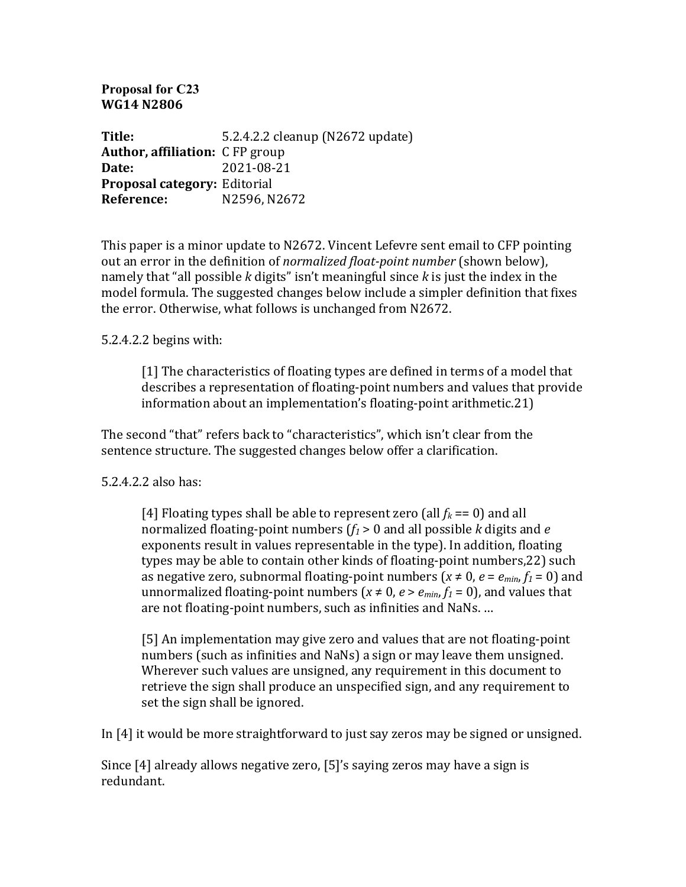**Proposal for C23**
**WG14 N2806**

**Title:** 5.2.4.2.2 cleanup (N2672 update)
**Author, affiliation:** C FP group
**Date:** 2021-08-21
**Proposal category:** Editorial
**Reference:** N2596, N2672

This paper is a minor update to N2672. Vincent Lefevre sent email to CFP pointing out an error in the definition of *normalized float-point number* (shown below), namely that "all possible *k* digits" isn't meaningful since *k* is just the index in the model formula. The suggested changes below include a simpler definition that fixes the error. Otherwise, what follows is unchanged from N2672.

5.2.4.2.2 begins with:

> [1] The characteristics of floating types are defined in terms of a model that describes a representation of floating-point numbers and values that provide information about an implementation's floating-point arithmetic.21)

The second "that" refers back to "characteristics", which isn't clear from the sentence structure. The suggested changes below offer a clarification.

5.2.4.2.2 also has:

> [4] Floating types shall be able to represent zero (all $f_k$ == 0) and all normalized floating-point numbers ($f_1 > 0$ and all possible *k* digits and *e* exponents result in values representable in the type). In addition, floating types may be able to contain other kinds of floating-point numbers,22) such as negative zero, subnormal floating-point numbers ($x \neq 0$, $e = e_{min}$, $f_1 = 0$) and unnormalized floating-point numbers ($x \neq 0$, $e > e_{min}$, $f_1 = 0$), and values that are not floating-point numbers, such as infinities and NaNs. ...
>
> [5] An implementation may give zero and values that are not floating-point numbers (such as infinities and NaNs) a sign or may leave them unsigned. Wherever such values are unsigned, any requirement in this document to retrieve the sign shall produce an unspecified sign, and any requirement to set the sign shall be ignored.

In [4] it would be more straightforward to just say zeros may be signed or unsigned.

Since [4] already allows negative zero, [5]'s saying zeros may have a sign is redundant.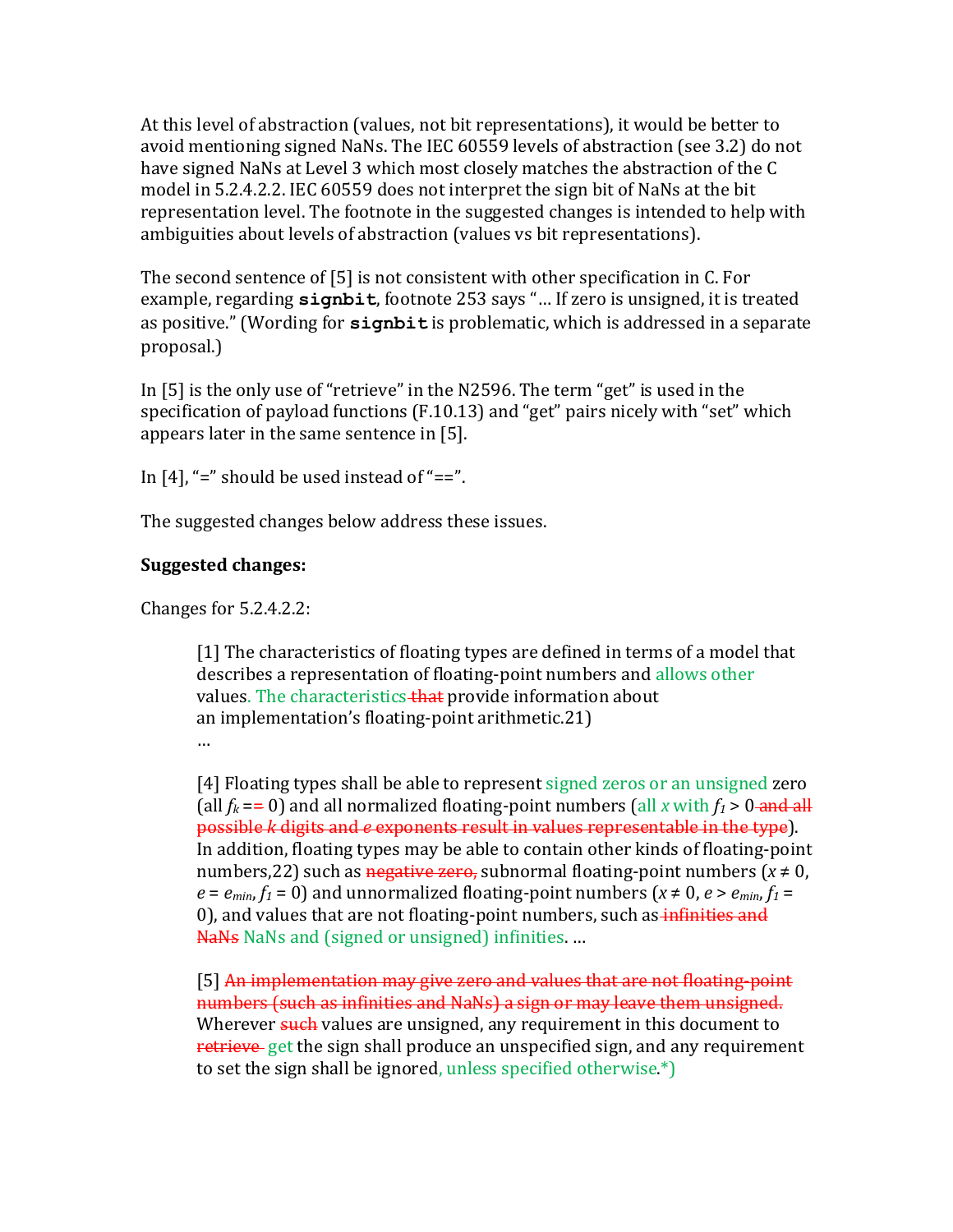At this level of abstraction (values, not bit representations), it would be better to avoid mentioning signed NaNs. The IEC 60559 levels of abstraction (see 3.2) do not have signed NaNs at Level 3 which most closely matches the abstraction of the C model in 5.2.4.2.2. IEC 60559 does not interpret the sign bit of NaNs at the bit representation level. The footnote in the suggested changes is intended to help with ambiguities about levels of abstraction (values vs bit representations).

The second sentence of [5] is not consistent with other specification in C. For example, regarding **`signbit`**, footnote 253 says "… If zero is unsigned, it is treated as positive." (Wording for **`signbit`** is problematic, which is addressed in a separate proposal.)

In [5] is the only use of "retrieve" in the N2596. The term "get" is used in the specification of payload functions (F.10.13) and "get" pairs nicely with "set" which appears later in the same sentence in [5].

In [4], "=" should be used instead of "==".

The suggested changes below address these issues.

**Suggested changes:**

Changes for 5.2.4.2.2:

> [1] The characteristics of floating types are defined in terms of a model that describes a representation of floating-point numbers and ~~values that~~ allows other values. The characteristics provide information about an implementation's floating-point arithmetic.21)
>
> …
>
> [4] Floating types shall be able to represent signed zeros or an unsigned zero (all $f_k$ =~~=~~ 0) and all normalized floating-point numbers (all $x$ with $f_1 > 0$ ~~and all possible $k$ digits and $e$ exponents result in values representable in the type~~). In addition, floating types may be able to contain other kinds of floating-point numbers,22) such as ~~negative zero,~~ subnormal floating-point numbers ($x \neq 0$, $e = e_{min}$, $f_1 = 0$) and unnormalized floating-point numbers ($x \neq 0$, $e > e_{min}$, $f_1 = 0$), and values that are not floating-point numbers, such as ~~infinities and NaNs~~ NaNs and (signed or unsigned) infinities. …
>
> [5] ~~An implementation may give zero and values that are not floating-point numbers (such as infinities and NaNs) a sign or may leave them unsigned.~~ Wherever ~~such~~ values are unsigned, any requirement in this document to ~~retrieve~~ get the sign shall produce an unspecified sign, and any requirement to set the sign shall be ignored, unless specified otherwise.*)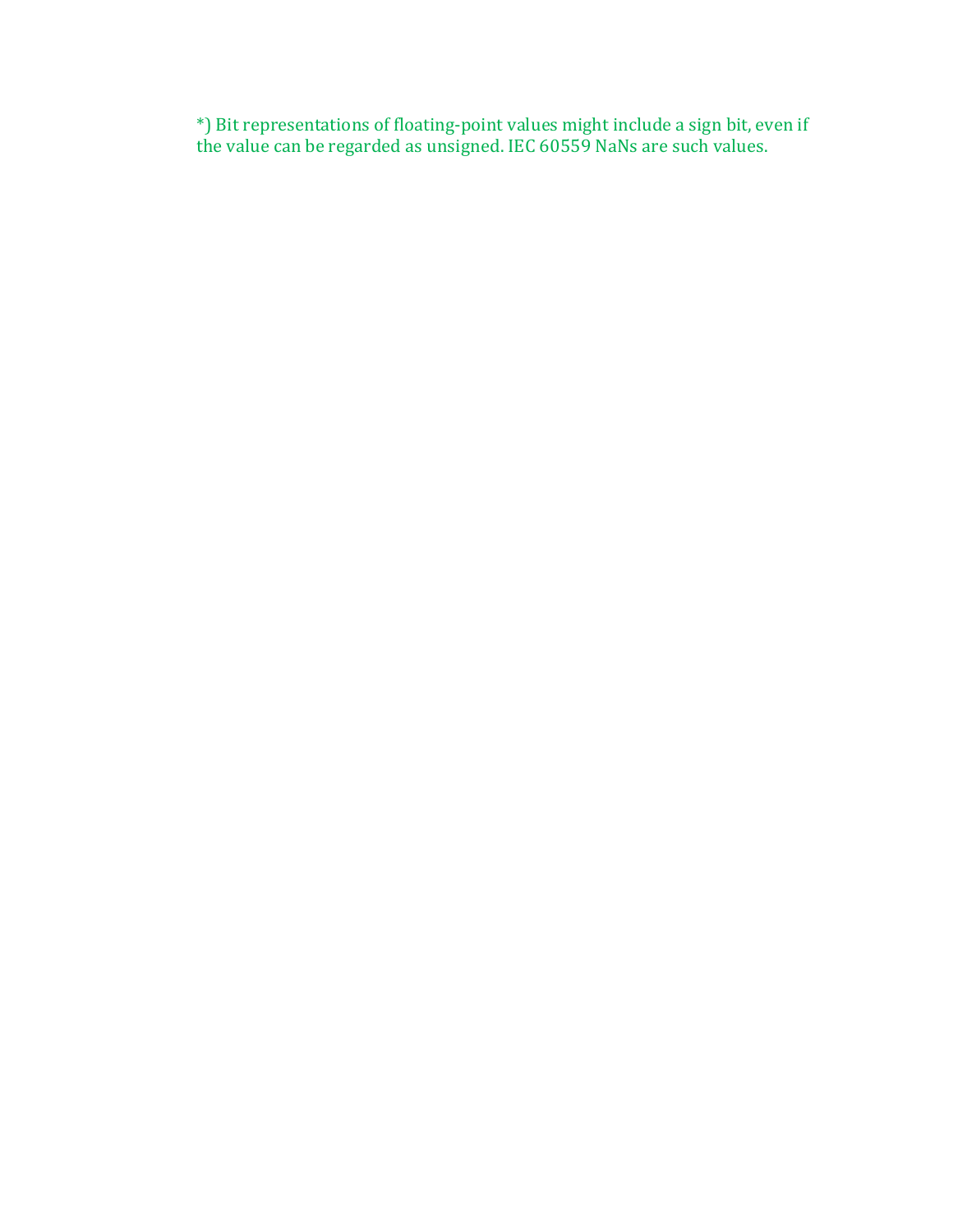*) Bit representations of floating-point values might include a sign bit, even if the value can be regarded as unsigned. IEC 60559 NaNs are such values.